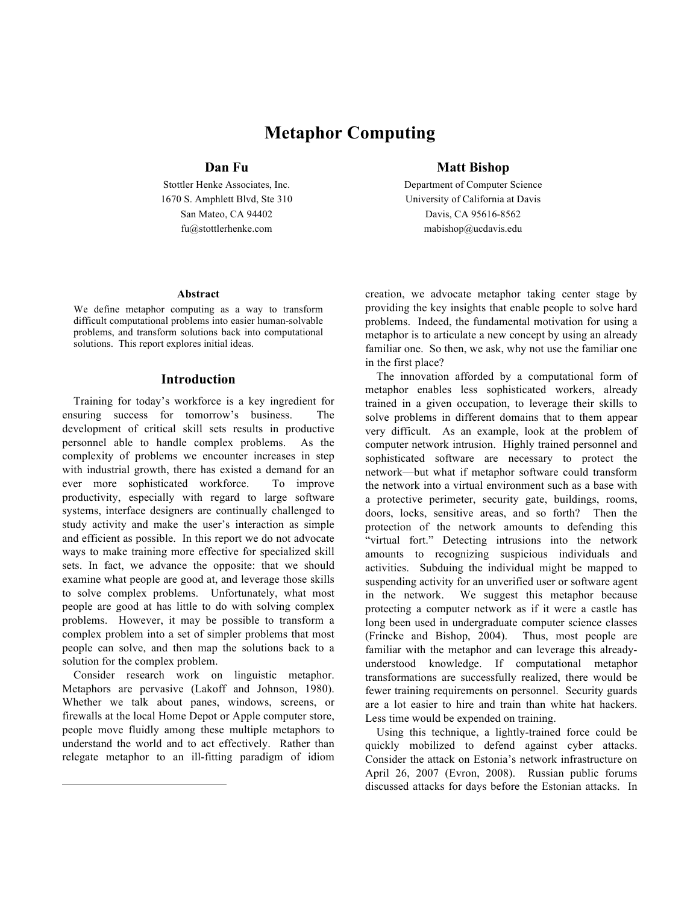# Metaphor Computing

**Dan Fu**

Stottler Henke Associates, Inc.
1670 S. Amphlett Blvd, Ste 310
San Mateo, CA 94402
fu@stottlerhenke.com

**Matt Bishop**

Department of Computer Science
University of California at Davis
Davis, CA 95616-8562
mabishop@ucdavis.edu

### Abstract

We define metaphor computing as a way to transform difficult computational problems into easier human-solvable problems, and transform solutions back into computational solutions. This report explores initial ideas.

## Introduction

Training for today's workforce is a key ingredient for ensuring success for tomorrow's business. The development of critical skill sets results in productive personnel able to handle complex problems. As the complexity of problems we encounter increases in step with industrial growth, there has existed a demand for an ever more sophisticated workforce. To improve productivity, especially with regard to large software systems, interface designers are continually challenged to study activity and make the user's interaction as simple and efficient as possible. In this report we do not advocate ways to make training more effective for specialized skill sets. In fact, we advance the opposite: that we should examine what people are good at, and leverage those skills to solve complex problems. Unfortunately, what most people are good at has little to do with solving complex problems. However, it may be possible to transform a complex problem into a set of simpler problems that most people can solve, and then map the solutions back to a solution for the complex problem.

Consider research work on linguistic metaphor. Metaphors are pervasive (Lakoff and Johnson, 1980). Whether we talk about panes, windows, screens, or firewalls at the local Home Depot or Apple computer store, people move fluidly among these multiple metaphors to understand the world and to act effectively. Rather than relegate metaphor to an ill-fitting paradigm of idiom creation, we advocate metaphor taking center stage by providing the key insights that enable people to solve hard problems. Indeed, the fundamental motivation for using a metaphor is to articulate a new concept by using an already familiar one. So then, we ask, why not use the familiar one in the first place?

The innovation afforded by a computational form of metaphor enables less sophisticated workers, already trained in a given occupation, to leverage their skills to solve problems in different domains that to them appear very difficult. As an example, look at the problem of computer network intrusion. Highly trained personnel and sophisticated software are necessary to protect the network—but what if metaphor software could transform the network into a virtual environment such as a base with a protective perimeter, security gate, buildings, rooms, doors, locks, sensitive areas, and so forth? Then the protection of the network amounts to defending this "virtual fort." Detecting intrusions into the network amounts to recognizing suspicious individuals and activities. Subduing the individual might be mapped to suspending activity for an unverified user or software agent in the network. We suggest this metaphor because protecting a computer network as if it were a castle has long been used in undergraduate computer science classes (Frincke and Bishop, 2004). Thus, most people are familiar with the metaphor and can leverage this already-understood knowledge. If computational metaphor transformations are successfully realized, there would be fewer training requirements on personnel. Security guards are a lot easier to hire and train than white hat hackers. Less time would be expended on training.

Using this technique, a lightly-trained force could be quickly mobilized to defend against cyber attacks. Consider the attack on Estonia's network infrastructure on April 26, 2007 (Evron, 2008). Russian public forums discussed attacks for days before the Estonian attacks. In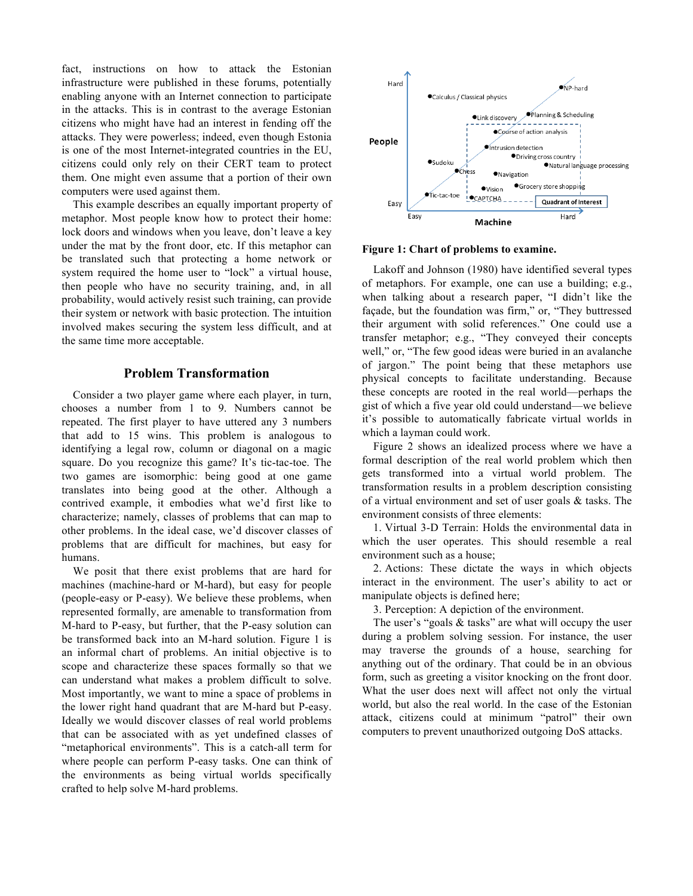fact, instructions on how to attack the Estonian infrastructure were published in these forums, potentially enabling anyone with an Internet connection to participate in the attacks. This is in contrast to the average Estonian citizens who might have had an interest in fending off the attacks. They were powerless; indeed, even though Estonia is one of the most Internet-integrated countries in the EU, citizens could only rely on their CERT team to protect them. One might even assume that a portion of their own computers were used against them.

This example describes an equally important property of metaphor. Most people know how to protect their home: lock doors and windows when you leave, don't leave a key under the mat by the front door, etc. If this metaphor can be translated such that protecting a home network or system required the home user to "lock" a virtual house, then people who have no security training, and, in all probability, would actively resist such training, can provide their system or network with basic protection. The intuition involved makes securing the system less difficult, and at the same time more acceptable.

## Problem Transformation

Consider a two player game where each player, in turn, chooses a number from 1 to 9. Numbers cannot be repeated. The first player to have uttered any 3 numbers that add to 15 wins. This problem is analogous to identifying a legal row, column or diagonal on a magic square. Do you recognize this game? It's tic-tac-toe. The two games are isomorphic: being good at one game translates into being good at the other. Although a contrived example, it embodies what we'd first like to characterize; namely, classes of problems that can map to other problems. In the ideal case, we'd discover classes of problems that are difficult for machines, but easy for humans.

We posit that there exist problems that are hard for machines (machine-hard or M-hard), but easy for people (people-easy or P-easy). We believe these problems, when represented formally, are amenable to transformation from M-hard to P-easy, but further, that the P-easy solution can be transformed back into an M-hard solution. Figure 1 is an informal chart of problems. An initial objective is to scope and characterize these spaces formally so that we can understand what makes a problem difficult to solve. Most importantly, we want to mine a space of problems in the lower right hand quadrant that are M-hard but P-easy. Ideally we would discover classes of real world problems that can be associated with as yet undefined classes of "metaphorical environments". This is a catch-all term for where people can perform P-easy tasks. One can think of the environments as being virtual worlds specifically crafted to help solve M-hard problems.

**Figure 1: Chart of problems to examine.**

Lakoff and Johnson (1980) have identified several types of metaphors. For example, one can use a building; e.g., when talking about a research paper, "I didn't like the façade, but the foundation was firm," or, "They buttressed their argument with solid references." One could use a transfer metaphor; e.g., "They conveyed their concepts well," or, "The few good ideas were buried in an avalanche of jargon." The point being that these metaphors use physical concepts to facilitate understanding. Because these concepts are rooted in the real world—perhaps the gist of which a five year old could understand—we believe it's possible to automatically fabricate virtual worlds in which a layman could work.

Figure 2 shows an idealized process where we have a formal description of the real world problem which then gets transformed into a virtual world problem. The transformation results in a problem description consisting of a virtual environment and set of user goals & tasks. The environment consists of three elements:

1. Virtual 3-D Terrain: Holds the environmental data in which the user operates. This should resemble a real environment such as a house;
2. Actions: These dictate the ways in which objects interact in the environment. The user's ability to act or manipulate objects is defined here;
3. Perception: A depiction of the environment.

The user's "goals & tasks" are what will occupy the user during a problem solving session. For instance, the user may traverse the grounds of a house, searching for anything out of the ordinary. That could be in an obvious form, such as greeting a visitor knocking on the front door. What the user does next will affect not only the virtual world, but also the real world. In the case of the Estonian attack, citizens could at minimum "patrol" their own computers to prevent unauthorized outgoing DoS attacks.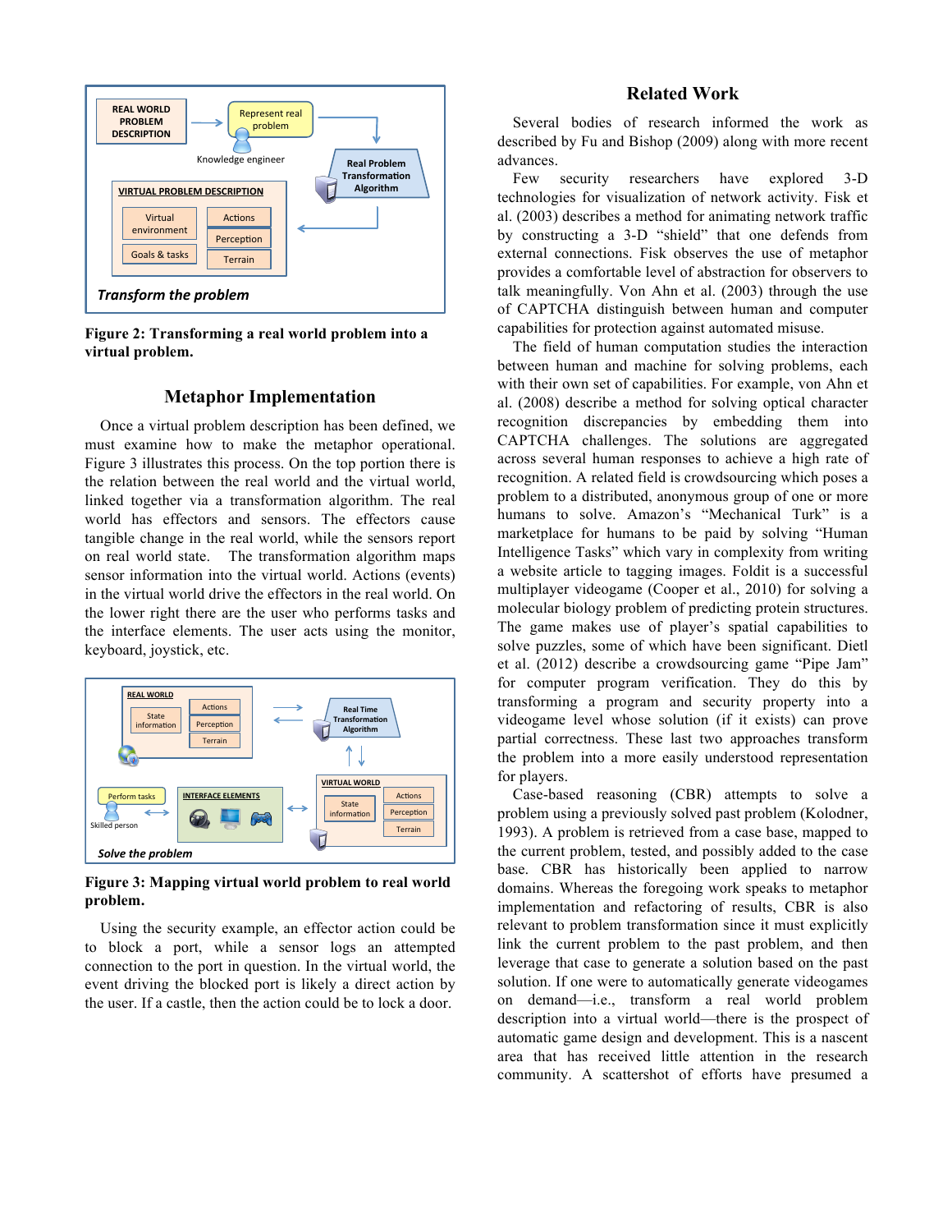Figure 2: Transforming a real world problem into a virtual problem.

## Metaphor Implementation

Once a virtual problem description has been defined, we must examine how to make the metaphor operational. Figure 3 illustrates this process. On the top portion there is the relation between the real world and the virtual world, linked together via a transformation algorithm. The real world has effectors and sensors. The effectors cause tangible change in the real world, while the sensors report on real world state. The transformation algorithm maps sensor information into the virtual world. Actions (events) in the virtual world drive the effectors in the real world. On the lower right there are the user who performs tasks and the interface elements. The user acts using the monitor, keyboard, joystick, etc.

Figure 3: Mapping virtual world problem to real world problem.

Using the security example, an effector action could be to block a port, while a sensor logs an attempted connection to the port in question. In the virtual world, the event driving the blocked port is likely a direct action by the user. If a castle, then the action could be to lock a door.

## Related Work

Several bodies of research informed the work as described by Fu and Bishop (2009) along with more recent advances.

Few security researchers have explored 3-D technologies for visualization of network activity. Fisk et al. (2003) describes a method for animating network traffic by constructing a 3-D "shield" that one defends from external connections. Fisk observes the use of metaphor provides a comfortable level of abstraction for observers to talk meaningfully. Von Ahn et al. (2003) through the use of CAPTCHA distinguish between human and computer capabilities for protection against automated misuse.

The field of human computation studies the interaction between human and machine for solving problems, each with their own set of capabilities. For example, von Ahn et al. (2008) describe a method for solving optical character recognition discrepancies by embedding them into CAPTCHA challenges. The solutions are aggregated across several human responses to achieve a high rate of recognition. A related field is crowdsourcing which poses a problem to a distributed, anonymous group of one or more humans to solve. Amazon's "Mechanical Turk" is a marketplace for humans to be paid by solving "Human Intelligence Tasks" which vary in complexity from writing a website article to tagging images. Foldit is a successful multiplayer videogame (Cooper et al., 2010) for solving a molecular biology problem of predicting protein structures. The game makes use of player's spatial capabilities to solve puzzles, some of which have been significant. Dietl et al. (2012) describe a crowdsourcing game "Pipe Jam" for computer program verification. They do this by transforming a program and security property into a videogame level whose solution (if it exists) can prove partial correctness. These last two approaches transform the problem into a more easily understood representation for players.

Case-based reasoning (CBR) attempts to solve a problem using a previously solved past problem (Kolodner, 1993). A problem is retrieved from a case base, mapped to the current problem, tested, and possibly added to the case base. CBR has historically been applied to narrow domains. Whereas the foregoing work speaks to metaphor implementation and refactoring of results, CBR is also relevant to problem transformation since it must explicitly link the current problem to the past problem, and then leverage that case to generate a solution based on the past solution. If one were to automatically generate videogames on demand—i.e., transform a real world problem description into a virtual world—there is the prospect of automatic game design and development. This is a nascent area that has received little attention in the research community. A scattershot of efforts have presumed a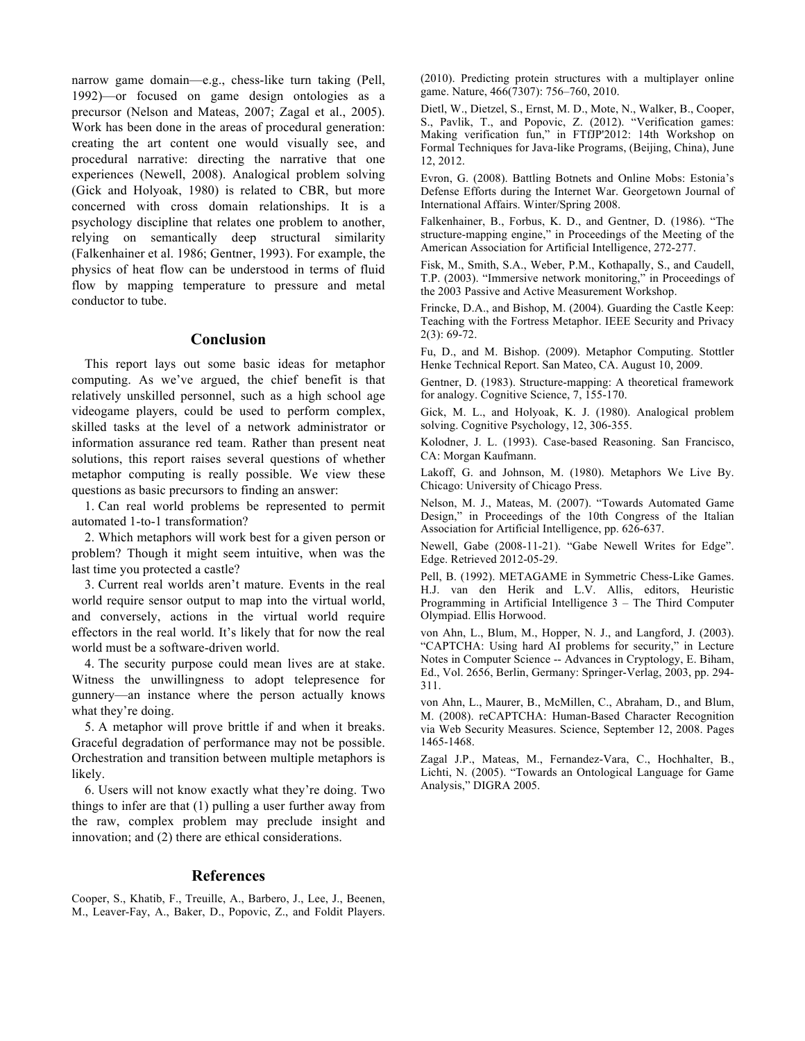narrow game domain—e.g., chess-like turn taking (Pell, 1992)—or focused on game design ontologies as a precursor (Nelson and Mateas, 2007; Zagal et al., 2005). Work has been done in the areas of procedural generation: creating the art content one would visually see, and procedural narrative: directing the narrative that one experiences (Newell, 2008). Analogical problem solving (Gick and Holyoak, 1980) is related to CBR, but more concerned with cross domain relationships. It is a psychology discipline that relates one problem to another, relying on semantically deep structural similarity (Falkenhainer et al. 1986; Gentner, 1993). For example, the physics of heat flow can be understood in terms of fluid flow by mapping temperature to pressure and metal conductor to tube.

## Conclusion

This report lays out some basic ideas for metaphor computing. As we've argued, the chief benefit is that relatively unskilled personnel, such as a high school age videogame players, could be used to perform complex, skilled tasks at the level of a network administrator or information assurance red team. Rather than present neat solutions, this report raises several questions of whether metaphor computing is really possible. We view these questions as basic precursors to finding an answer:

1. Can real world problems be represented to permit automated 1-to-1 transformation?
2. Which metaphors will work best for a given person or problem? Though it might seem intuitive, when was the last time you protected a castle?
3. Current real worlds aren't mature. Events in the real world require sensor output to map into the virtual world, and conversely, actions in the virtual world require effectors in the real world. It's likely that for now the real world must be a software-driven world.
4. The security purpose could mean lives are at stake. Witness the unwillingness to adopt telepresence for gunnery—an instance where the person actually knows what they're doing.
5. A metaphor will prove brittle if and when it breaks. Graceful degradation of performance may not be possible. Orchestration and transition between multiple metaphors is likely.
6. Users will not know exactly what they're doing. Two things to infer are that (1) pulling a user further away from the raw, complex problem may preclude insight and innovation; and (2) there are ethical considerations.

## References

Cooper, S., Khatib, F., Treuille, A., Barbero, J., Lee, J., Beenen, M., Leaver-Fay, A., Baker, D., Popovic, Z., and Foldit Players. (2010). Predicting protein structures with a multiplayer online game. Nature, 466(7307): 756–760, 2010.

Dietl, W., Dietzel, S., Ernst, M. D., Mote, N., Walker, B., Cooper, S., Pavlik, T., and Popovic, Z. (2012). "Verification games: Making verification fun," in FTfJP'2012: 14th Workshop on Formal Techniques for Java-like Programs, (Beijing, China), June 12, 2012.

Evron, G. (2008). Battling Botnets and Online Mobs: Estonia's Defense Efforts during the Internet War. Georgetown Journal of International Affairs. Winter/Spring 2008.

Falkenhainer, B., Forbus, K. D., and Gentner, D. (1986). "The structure-mapping engine," in Proceedings of the Meeting of the American Association for Artificial Intelligence, 272-277.

Fisk, M., Smith, S.A., Weber, P.M., Kothapally, S., and Caudell, T.P. (2003). "Immersive network monitoring," in Proceedings of the 2003 Passive and Active Measurement Workshop.

Frincke, D.A., and Bishop, M. (2004). Guarding the Castle Keep: Teaching with the Fortress Metaphor. IEEE Security and Privacy 2(3): 69-72.

Fu, D., and M. Bishop. (2009). Metaphor Computing. Stottler Henke Technical Report. San Mateo, CA. August 10, 2009.

Gentner, D. (1983). Structure-mapping: A theoretical framework for analogy. Cognitive Science, 7, 155-170.

Gick, M. L., and Holyoak, K. J. (1980). Analogical problem solving. Cognitive Psychology, 12, 306-355.

Kolodner, J. L. (1993). Case-based Reasoning. San Francisco, CA: Morgan Kaufmann.

Lakoff, G. and Johnson, M. (1980). Metaphors We Live By. Chicago: University of Chicago Press.

Nelson, M. J., Mateas, M. (2007). "Towards Automated Game Design," in Proceedings of the 10th Congress of the Italian Association for Artificial Intelligence, pp. 626-637.

Newell, Gabe (2008-11-21). "Gabe Newell Writes for Edge". Edge. Retrieved 2012-05-29.

Pell, B. (1992). METAGAME in Symmetric Chess-Like Games. H.J. van den Herik and L.V. Allis, editors, Heuristic Programming in Artificial Intelligence 3 – The Third Computer Olympiad. Ellis Horwood.

von Ahn, L., Blum, M., Hopper, N. J., and Langford, J. (2003). "CAPTCHA: Using hard AI problems for security," in Lecture Notes in Computer Science -- Advances in Cryptology, E. Biham, Ed., Vol. 2656, Berlin, Germany: Springer-Verlag, 2003, pp. 294-311.

von Ahn, L., Maurer, B., McMillen, C., Abraham, D., and Blum, M. (2008). reCAPTCHA: Human-Based Character Recognition via Web Security Measures. Science, September 12, 2008. Pages 1465-1468.

Zagal J.P., Mateas, M., Fernandez-Vara, C., Hochhalter, B., Lichti, N. (2005). "Towards an Ontological Language for Game Analysis," DIGRA 2005.